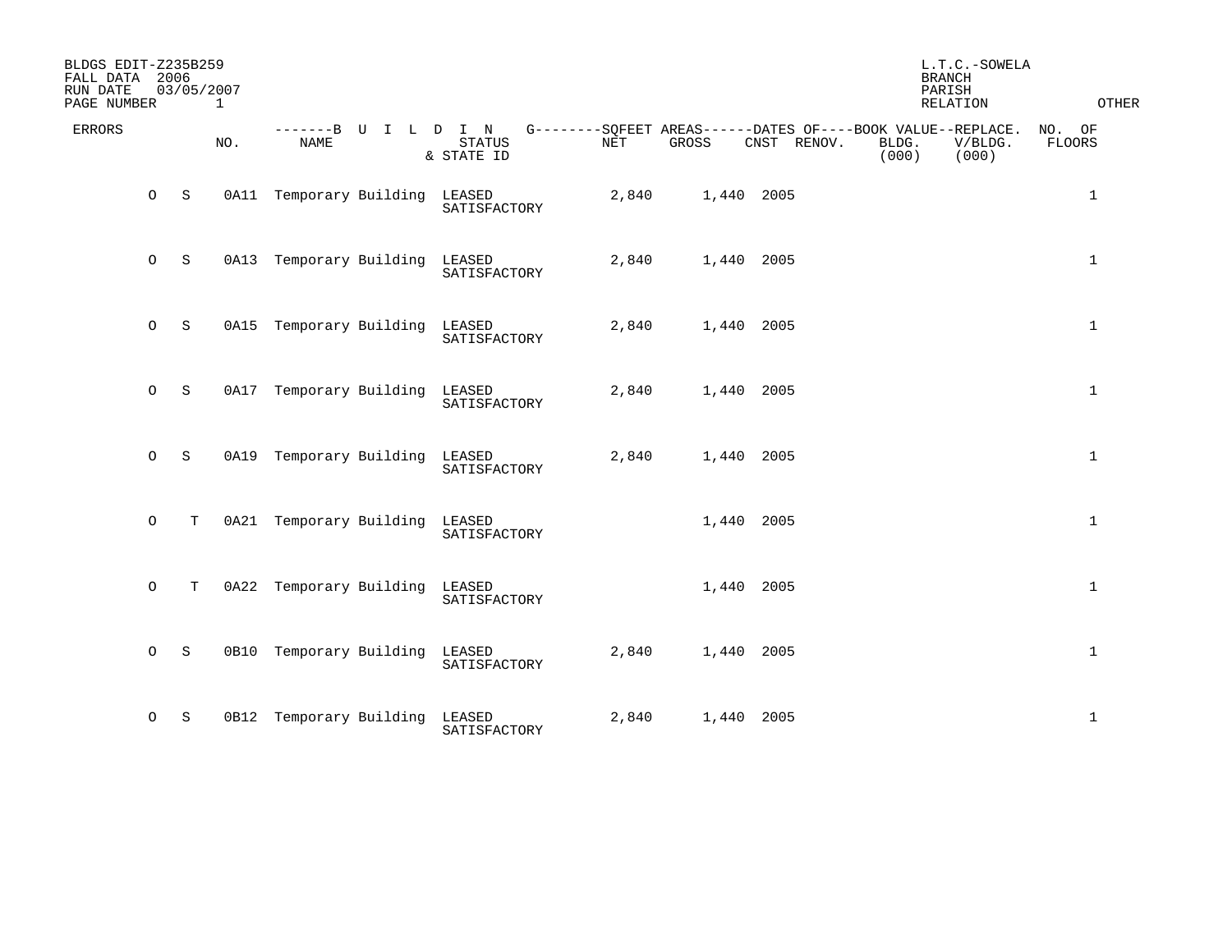BLDGS EDIT-Z235B259
FALL DATA 2006
RUN DATE 03/05/2007
PAGE NUMBER 1

L.T.C.-SOWELA
BRANCH
PARISH
RELATION OTHER

| ERRORS | | NO. | BUILDING NAME | STATUS & STATE ID | SQFEET AREAS NET | SQFEET AREAS GROSS | DATES OF CNST | DATES OF RENOV. | BOOK VALUE BLDG. (000) | REPLACE. V/BLDG. (000) | NO. OF FLOORS |
|---|---|---|---|---|---|---|---|---|---|---|---|
| O | S | 0A11 | Temporary Building | LEASED SATISFACTORY | 2,840 | 1,440 | 2005 | | | | 1 |
| O | S | 0A13 | Temporary Building | LEASED SATISFACTORY | 2,840 | 1,440 | 2005 | | | | 1 |
| O | S | 0A15 | Temporary Building | LEASED SATISFACTORY | 2,840 | 1,440 | 2005 | | | | 1 |
| O | S | 0A17 | Temporary Building | LEASED SATISFACTORY | 2,840 | 1,440 | 2005 | | | | 1 |
| O | S | 0A19 | Temporary Building | LEASED SATISFACTORY | 2,840 | 1,440 | 2005 | | | | 1 |
| O | T | 0A21 | Temporary Building | LEASED SATISFACTORY | | 1,440 | 2005 | | | | 1 |
| O | T | 0A22 | Temporary Building | LEASED SATISFACTORY | | 1,440 | 2005 | | | | 1 |
| O | S | 0B10 | Temporary Building | LEASED SATISFACTORY | 2,840 | 1,440 | 2005 | | | | 1 |
| O | S | 0B12 | Temporary Building | LEASED SATISFACTORY | 2,840 | 1,440 | 2005 | | | | 1 |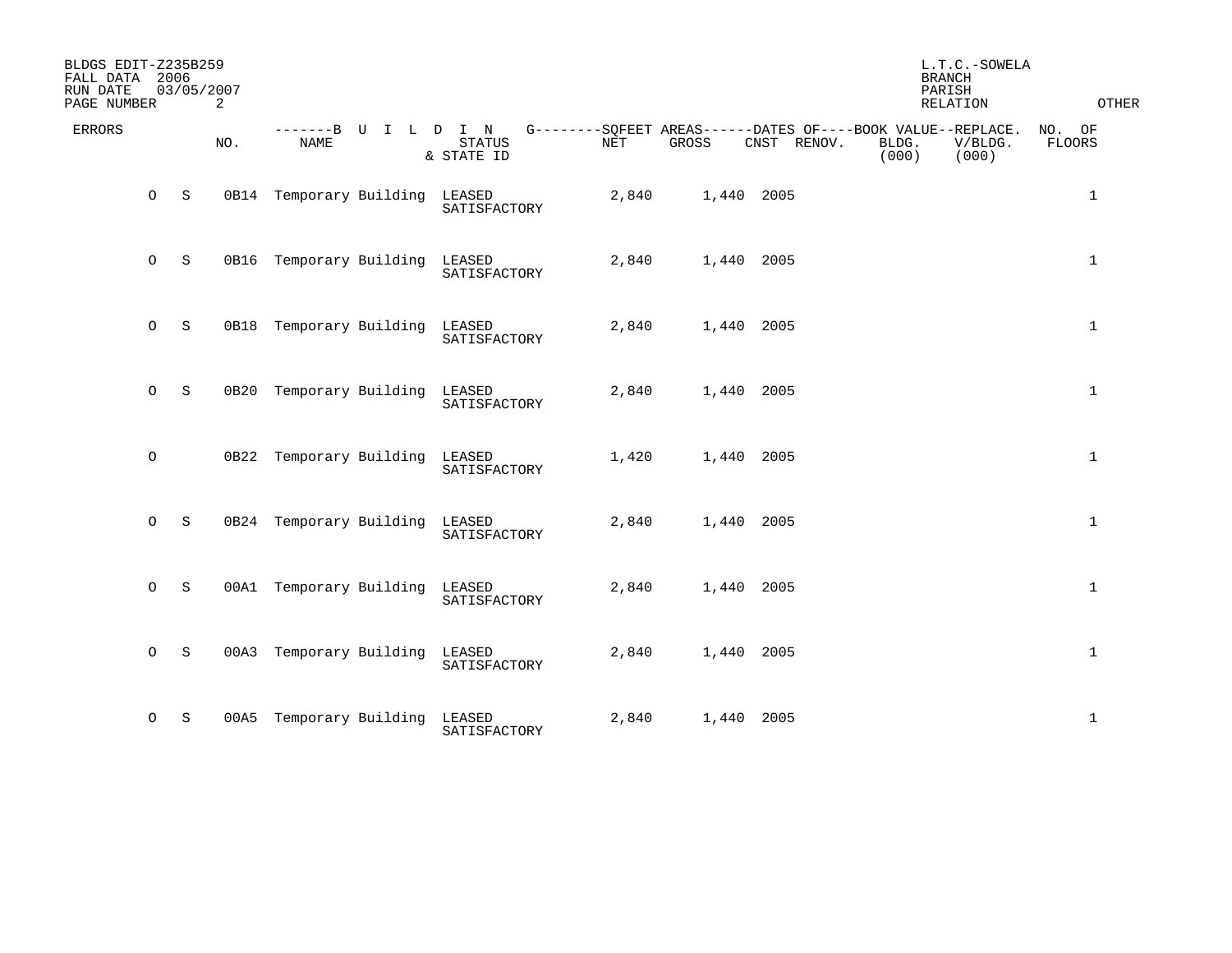BLDGS EDIT-Z235B259
FALL DATA 2006
RUN DATE 03/05/2007

L.T.C.-SOWELA
BRANCH
PARISH
RELATION

OTHER

| ERRORS | | NO. | BUILDING NAME | STATUS & STATE ID | NET | GROSS | CNST | RENOV. | BOOK VALUE BLDG. (000) | REPLACE. V/BLDG. (000) | NO. OF FLOORS |
|---|---|---|---|---|---|---|---|---|---|---|---|
| O | S | 0B14 | Temporary Building | LEASED SATISFACTORY | 2,840 | 1,440 | 2005 | | | | 1 |
| O | S | 0B16 | Temporary Building | LEASED SATISFACTORY | 2,840 | 1,440 | 2005 | | | | 1 |
| O | S | 0B18 | Temporary Building | LEASED SATISFACTORY | 2,840 | 1,440 | 2005 | | | | 1 |
| O | S | 0B20 | Temporary Building | LEASED SATISFACTORY | 2,840 | 1,440 | 2005 | | | | 1 |
| O | | 0B22 | Temporary Building | LEASED SATISFACTORY | 1,420 | 1,440 | 2005 | | | | 1 |
| O | S | 0B24 | Temporary Building | LEASED SATISFACTORY | 2,840 | 1,440 | 2005 | | | | 1 |
| O | S | 00A1 | Temporary Building | LEASED SATISFACTORY | 2,840 | 1,440 | 2005 | | | | 1 |
| O | S | 00A3 | Temporary Building | LEASED SATISFACTORY | 2,840 | 1,440 | 2005 | | | | 1 |
| O | S | 00A5 | Temporary Building | LEASED SATISFACTORY | 2,840 | 1,440 | 2005 | | | | 1 |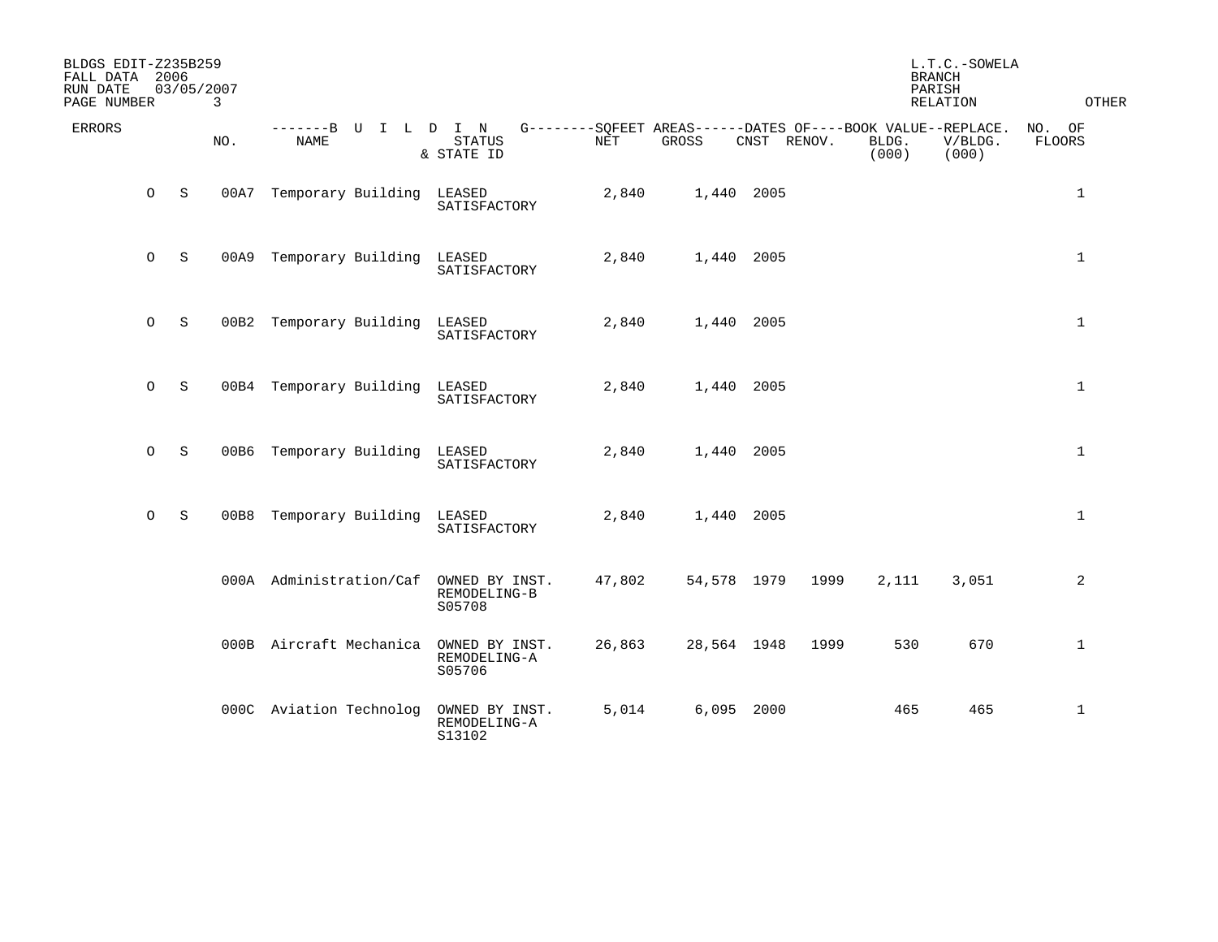BLDGS EDIT-Z235B259
FALL DATA 2006
RUN DATE 03/05/2007

L.T.C.-SOWELA

| ERRORS | | NO. | BUILDING NAME | STATUS & STATE ID | SQFEET AREAS NET | SQFEET AREAS GROSS | DATES OF CNST | DATES OF RENOV. | BOOK VALUE BLDG. (000) | REPLACE. V/BLDG. (000) | BRANCH PARISH RELATION | OTHER NO. OF FLOORS |
|---|---|---|---|---|---|---|---|---|---|---|---|---|
| O | S | 00A7 | Temporary Building | LEASED SATISFACTORY | 2,840 | 1,440 | 2005 | | | | | 1 |
| O | S | 00A9 | Temporary Building | LEASED SATISFACTORY | 2,840 | 1,440 | 2005 | | | | | 1 |
| O | S | 00B2 | Temporary Building | LEASED SATISFACTORY | 2,840 | 1,440 | 2005 | | | | | 1 |
| O | S | 00B4 | Temporary Building | LEASED SATISFACTORY | 2,840 | 1,440 | 2005 | | | | | 1 |
| O | S | 00B6 | Temporary Building | LEASED SATISFACTORY | 2,840 | 1,440 | 2005 | | | | | 1 |
| O | S | 00B8 | Temporary Building | LEASED SATISFACTORY | 2,840 | 1,440 | 2005 | | | | | 1 |
| | | 000A | Administration/Caf | OWNED BY INST. REMODELING-B S05708 | 47,802 | 54,578 | 1979 | 1999 | 2,111 | 3,051 | | 2 |
| | | 000B | Aircraft Mechanica | OWNED BY INST. REMODELING-A S05706 | 26,863 | 28,564 | 1948 | 1999 | 530 | 670 | | 1 |
| | | 000C | Aviation Technolog | OWNED BY INST. REMODELING-A S13102 | 5,014 | 6,095 | 2000 | | 465 | 465 | | 1 |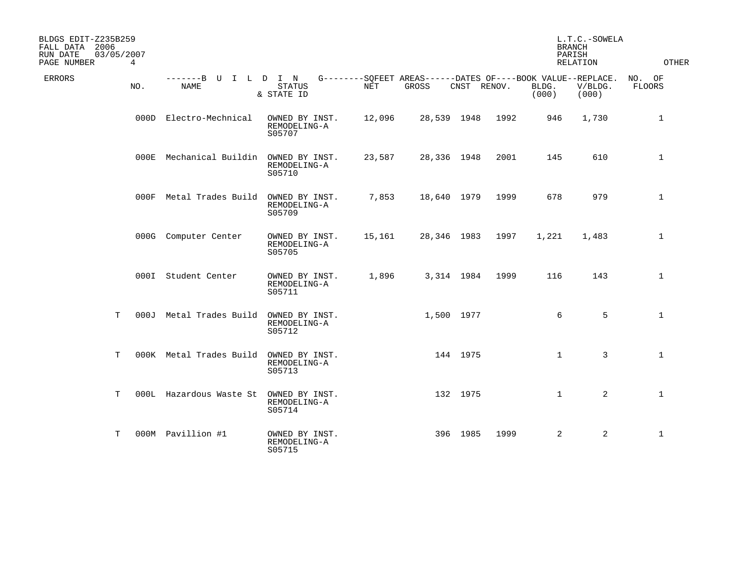BLDGS EDIT-Z235B259
FALL DATA 2006
RUN DATE 03/05/2007
PAGE NUMBER 4

L.T.C.-SOWELA
BRANCH
PARISH
RELATION
OTHER

| ERRORS | NO. | NAME | STATUS & STATE ID | NET | GROSS | CNST | RENOV. | BLDG. (000) | V/BLDG. (000) | NO. OF FLOORS |
|---|---|---|---|---|---|---|---|---|---|---|
| | | -------B U I L D I N G--------SQFEET AREAS------DATES OF----BOOK VALUE--REPLACE. | | | | | | | | |
| | 000D | Electro-Mechnical | OWNED BY INST. REMODELING-A S05707 | 12,096 | 28,539 | 1948 | 1992 | 946 | 1,730 | 1 |
| | 000E | Mechanical Buildin | OWNED BY INST. REMODELING-A S05710 | 23,587 | 28,336 | 1948 | 2001 | 145 | 610 | 1 |
| | 000F | Metal Trades Build | OWNED BY INST. REMODELING-A S05709 | 7,853 | 18,640 | 1979 | 1999 | 678 | 979 | 1 |
| | 000G | Computer Center | OWNED BY INST. REMODELING-A S05705 | 15,161 | 28,346 | 1983 | 1997 | 1,221 | 1,483 | 1 |
| | 000I | Student Center | OWNED BY INST. REMODELING-A S05711 | 1,896 | 3,314 | 1984 | 1999 | 116 | 143 | 1 |
| T | 000J | Metal Trades Build | OWNED BY INST. REMODELING-A S05712 | | 1,500 | 1977 | | 6 | 5 | 1 |
| T | 000K | Metal Trades Build | OWNED BY INST. REMODELING-A S05713 | | 144 | 1975 | | 1 | 3 | 1 |
| T | 000L | Hazardous Waste St | OWNED BY INST. REMODELING-A S05714 | | 132 | 1975 | | 1 | 2 | 1 |
| T | 000M | Pavillion #1 | OWNED BY INST. REMODELING-A S05715 | | 396 | 1985 | 1999 | 2 | 2 | 1 |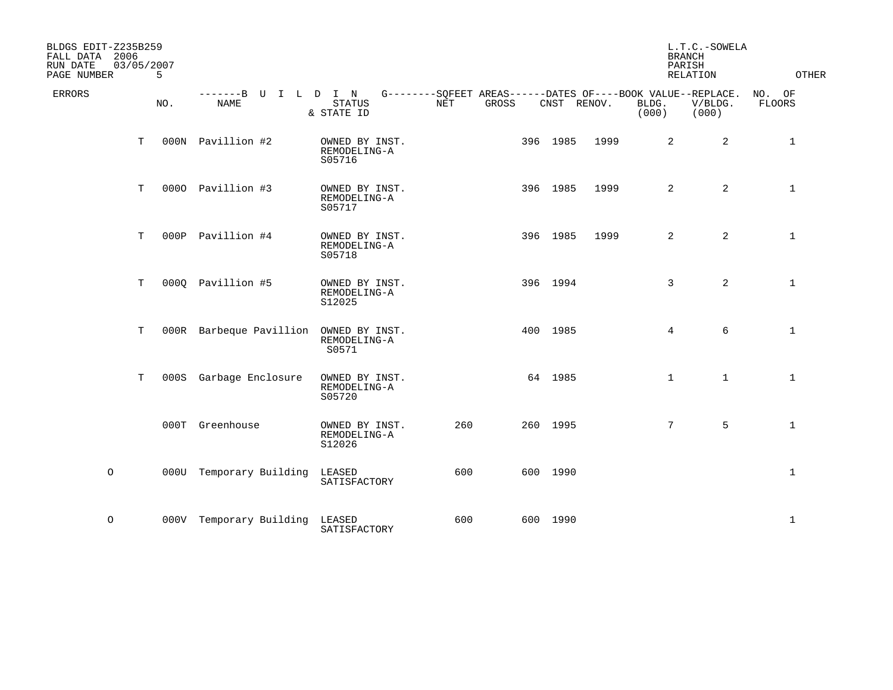BLDGS EDIT-Z235B259
FALL DATA 2006
RUN DATE 03/05/2007
PAGE NUMBER 5

L.T.C.-SOWELA
BRANCH
PARISH
RELATION OTHER

| ERRORS | | BUILDING NO. | BUILDING NAME | STATUS & STATE ID | SQFEET AREAS NET | SQFEET AREAS GROSS | DATES OF CNST | DATES OF RENOV. | BOOK VALUE BLDG. (000) | REPLACE. V/BLDG. (000) | NO. OF FLOORS |
|---|---|---|---|---|---|---|---|---|---|---|---|
| | T | 000N | Pavillion #2 | OWNED BY INST. REMODELING-A S05716 | | 396 | 1985 | 1999 | 2 | 2 | 1 |
| | T | 000O | Pavillion #3 | OWNED BY INST. REMODELING-A S05717 | | 396 | 1985 | 1999 | 2 | 2 | 1 |
| | T | 000P | Pavillion #4 | OWNED BY INST. REMODELING-A S05718 | | 396 | 1985 | 1999 | 2 | 2 | 1 |
| | T | 000Q | Pavillion #5 | OWNED BY INST. REMODELING-A S12025 | | 396 | 1994 | | 3 | 2 | 1 |
| | T | 000R | Barbeque Pavillion | OWNED BY INST. REMODELING-A S0571 | | 400 | 1985 | | 4 | 6 | 1 |
| | T | 000S | Garbage Enclosure | OWNED BY INST. REMODELING-A S05720 | | 64 | 1985 | | 1 | 1 | 1 |
| | | 000T | Greenhouse | OWNED BY INST. REMODELING-A S12026 | 260 | 260 | 1995 | | 7 | 5 | 1 |
| O | | 000U | Temporary Building | LEASED SATISFACTORY | 600 | 600 | 1990 | | | | 1 |
| O | | 000V | Temporary Building | LEASED SATISFACTORY | 600 | 600 | 1990 | | | | 1 |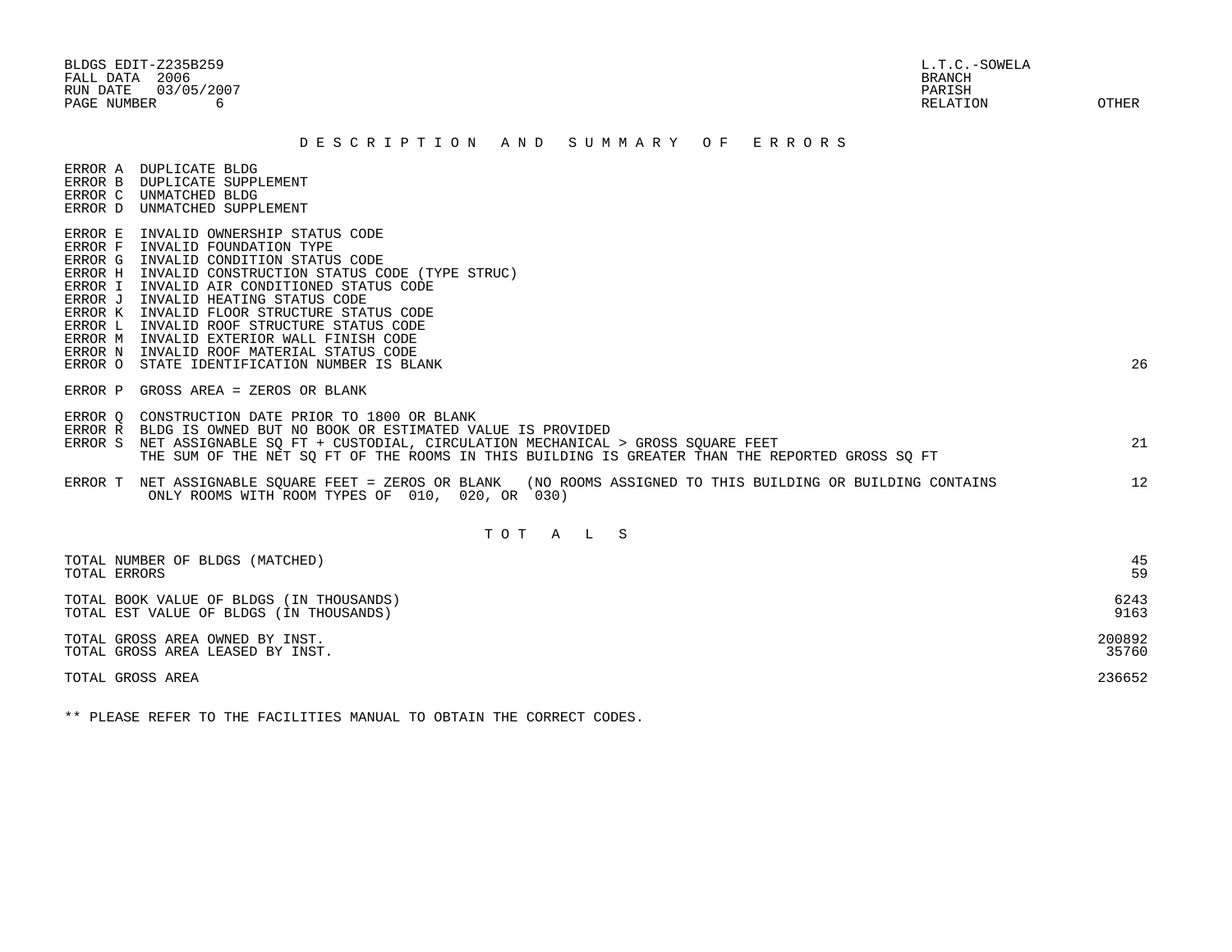BLDGS EDIT-Z235B259
FALL DATA 2006
RUN DATE 03/05/2007
PAGE NUMBER 6

L.T.C.-SOWELA
BRANCH
PARISH
RELATION OTHER

## D E S C R I P T I O N   A N D   S U M M A R Y   O F   E R R O R S

| | | |
|---|---|---|
| ERROR A | DUPLICATE BLDG | |
| ERROR B | DUPLICATE SUPPLEMENT | |
| ERROR C | UNMATCHED BLDG | |
| ERROR D | UNMATCHED SUPPLEMENT | |
| ERROR E | INVALID OWNERSHIP STATUS CODE | |
| ERROR F | INVALID FOUNDATION TYPE | |
| ERROR G | INVALID CONDITION STATUS CODE | |
| ERROR H | INVALID CONSTRUCTION STATUS CODE (TYPE STRUC) | |
| ERROR I | INVALID AIR CONDITIONED STATUS CODE | |
| ERROR J | INVALID HEATING STATUS CODE | |
| ERROR K | INVALID FLOOR STRUCTURE STATUS CODE | |
| ERROR L | INVALID ROOF STRUCTURE STATUS CODE | |
| ERROR M | INVALID EXTERIOR WALL FINISH CODE | |
| ERROR N | INVALID ROOF MATERIAL STATUS CODE | |
| ERROR O | STATE IDENTIFICATION NUMBER IS BLANK | 26 |
| ERROR P | GROSS AREA = ZEROS OR BLANK | |
| ERROR Q | CONSTRUCTION DATE PRIOR TO 1800 OR BLANK | |
| ERROR R | BLDG IS OWNED BUT NO BOOK OR ESTIMATED VALUE IS PROVIDED | |
| ERROR S | NET ASSIGNABLE SQ FT + CUSTODIAL, CIRCULATION MECHANICAL > GROSS SQUARE FEET<br>THE SUM OF THE NET SQ FT OF THE ROOMS IN THIS BUILDING IS GREATER THAN THE REPORTED GROSS SQ FT | 21 |
| ERROR T | NET ASSIGNABLE SQUARE FEET = ZEROS OR BLANK (NO ROOMS ASSIGNED TO THIS BUILDING OR BUILDING CONTAINS ONLY ROOMS WITH ROOM TYPES OF 010, 020, OR 030) | 12 |

## T O T A L S

| | |
|---|---|
| TOTAL NUMBER OF BLDGS (MATCHED) | 45 |
| TOTAL ERRORS | 59 |
| TOTAL BOOK VALUE OF BLDGS (IN THOUSANDS) | 6243 |
| TOTAL EST VALUE OF BLDGS (IN THOUSANDS) | 9163 |
| TOTAL GROSS AREA OWNED BY INST. | 200892 |
| TOTAL GROSS AREA LEASED BY INST. | 35760 |
| TOTAL GROSS AREA | 236652 |

** PLEASE REFER TO THE FACILITIES MANUAL TO OBTAIN THE CORRECT CODES.